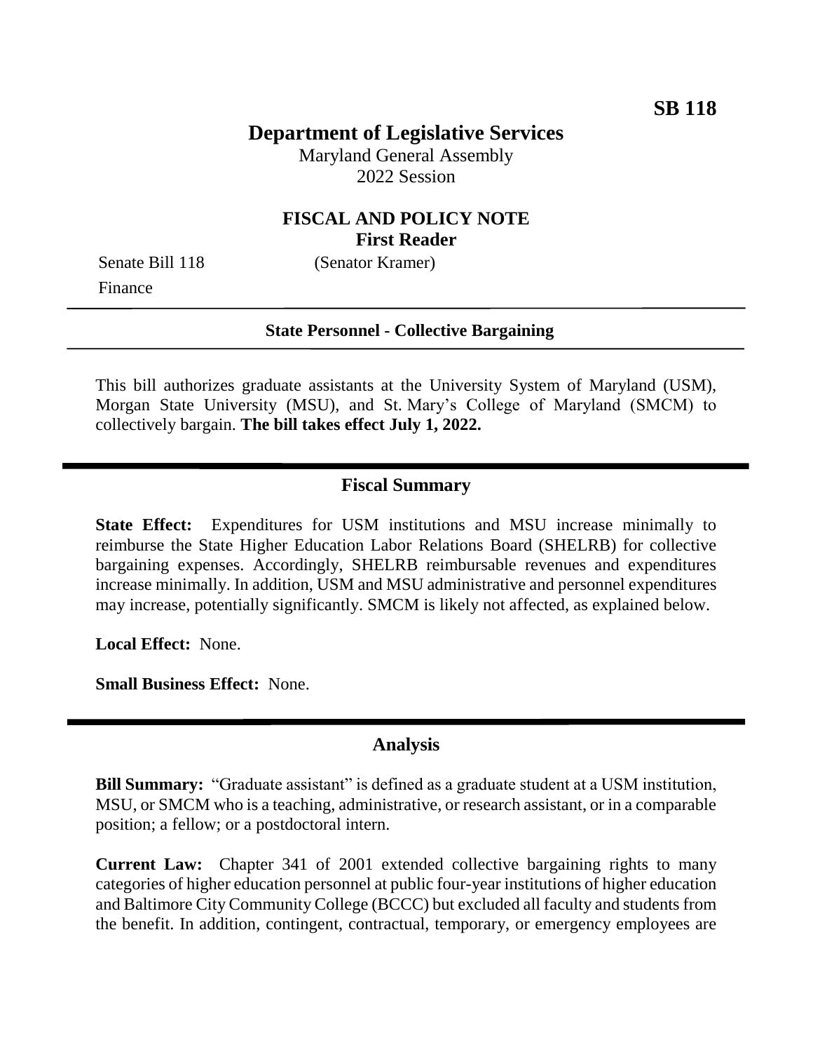**SB 118**

# Department of Legislative Services

Maryland General Assembly
2022 Session

## FISCAL AND POLICY NOTE
**First Reader**

Senate Bill 118 (Senator Kramer)
Finance

---

**State Personnel - Collective Bargaining**

---

This bill authorizes graduate assistants at the University System of Maryland (USM), Morgan State University (MSU), and St. Mary's College of Maryland (SMCM) to collectively bargain. **The bill takes effect July 1, 2022.**

---

## Fiscal Summary

**State Effect:** Expenditures for USM institutions and MSU increase minimally to reimburse the State Higher Education Labor Relations Board (SHELRB) for collective bargaining expenses. Accordingly, SHELRB reimbursable revenues and expenditures increase minimally. In addition, USM and MSU administrative and personnel expenditures may increase, potentially significantly. SMCM is likely not affected, as explained below.

**Local Effect:** None.

**Small Business Effect:** None.

---

## Analysis

**Bill Summary:** "Graduate assistant" is defined as a graduate student at a USM institution, MSU, or SMCM who is a teaching, administrative, or research assistant, or in a comparable position; a fellow; or a postdoctoral intern.

**Current Law:** Chapter 341 of 2001 extended collective bargaining rights to many categories of higher education personnel at public four-year institutions of higher education and Baltimore City Community College (BCCC) but excluded all faculty and students from the benefit. In addition, contingent, contractual, temporary, or emergency employees are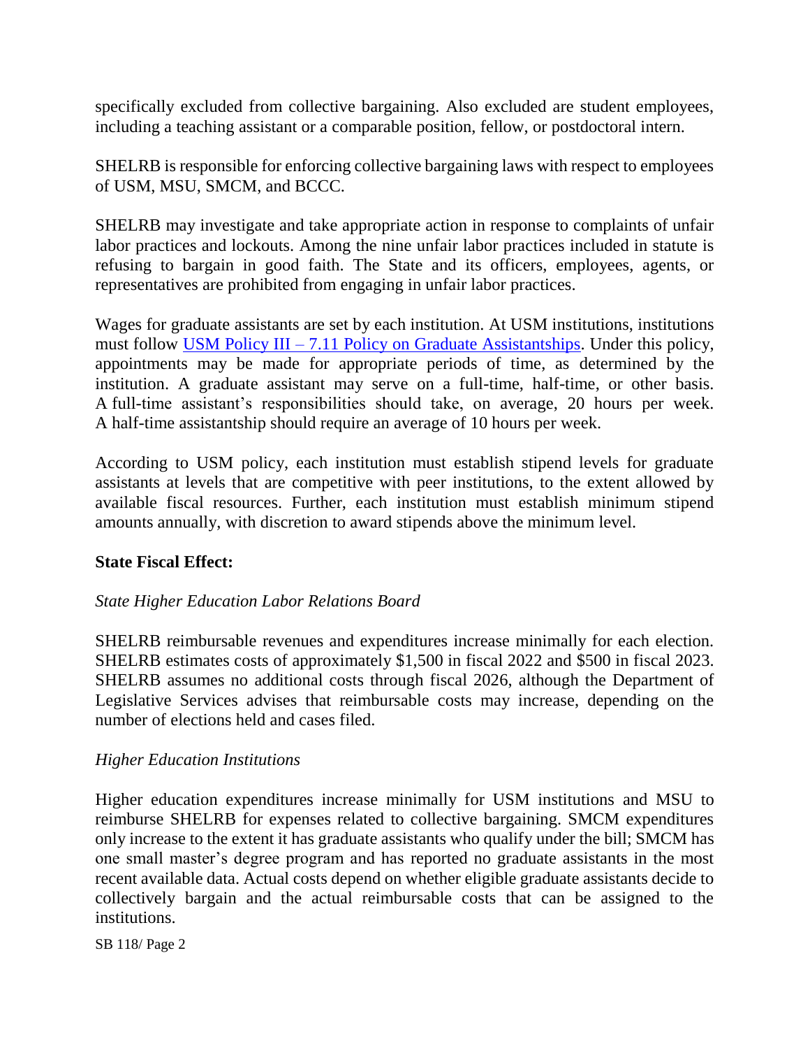specifically excluded from collective bargaining. Also excluded are student employees, including a teaching assistant or a comparable position, fellow, or postdoctoral intern.

SHELRB is responsible for enforcing collective bargaining laws with respect to employees of USM, MSU, SMCM, and BCCC.

SHELRB may investigate and take appropriate action in response to complaints of unfair labor practices and lockouts. Among the nine unfair labor practices included in statute is refusing to bargain in good faith. The State and its officers, employees, agents, or representatives are prohibited from engaging in unfair labor practices.

Wages for graduate assistants are set by each institution. At USM institutions, institutions must follow [USM Policy III – 7.11 Policy on Graduate Assistantships](). Under this policy, appointments may be made for appropriate periods of time, as determined by the institution. A graduate assistant may serve on a full-time, half-time, or other basis. A full-time assistant's responsibilities should take, on average, 20 hours per week. A half-time assistantship should require an average of 10 hours per week.

According to USM policy, each institution must establish stipend levels for graduate assistants at levels that are competitive with peer institutions, to the extent allowed by available fiscal resources. Further, each institution must establish minimum stipend amounts annually, with discretion to award stipends above the minimum level.

**State Fiscal Effect:**

*State Higher Education Labor Relations Board*

SHELRB reimbursable revenues and expenditures increase minimally for each election. SHELRB estimates costs of approximately $1,500 in fiscal 2022 and $500 in fiscal 2023. SHELRB assumes no additional costs through fiscal 2026, although the Department of Legislative Services advises that reimbursable costs may increase, depending on the number of elections held and cases filed.

*Higher Education Institutions*

Higher education expenditures increase minimally for USM institutions and MSU to reimburse SHELRB for expenses related to collective bargaining. SMCM expenditures only increase to the extent it has graduate assistants who qualify under the bill; SMCM has one small master's degree program and has reported no graduate assistants in the most recent available data. Actual costs depend on whether eligible graduate assistants decide to collectively bargain and the actual reimbursable costs that can be assigned to the institutions.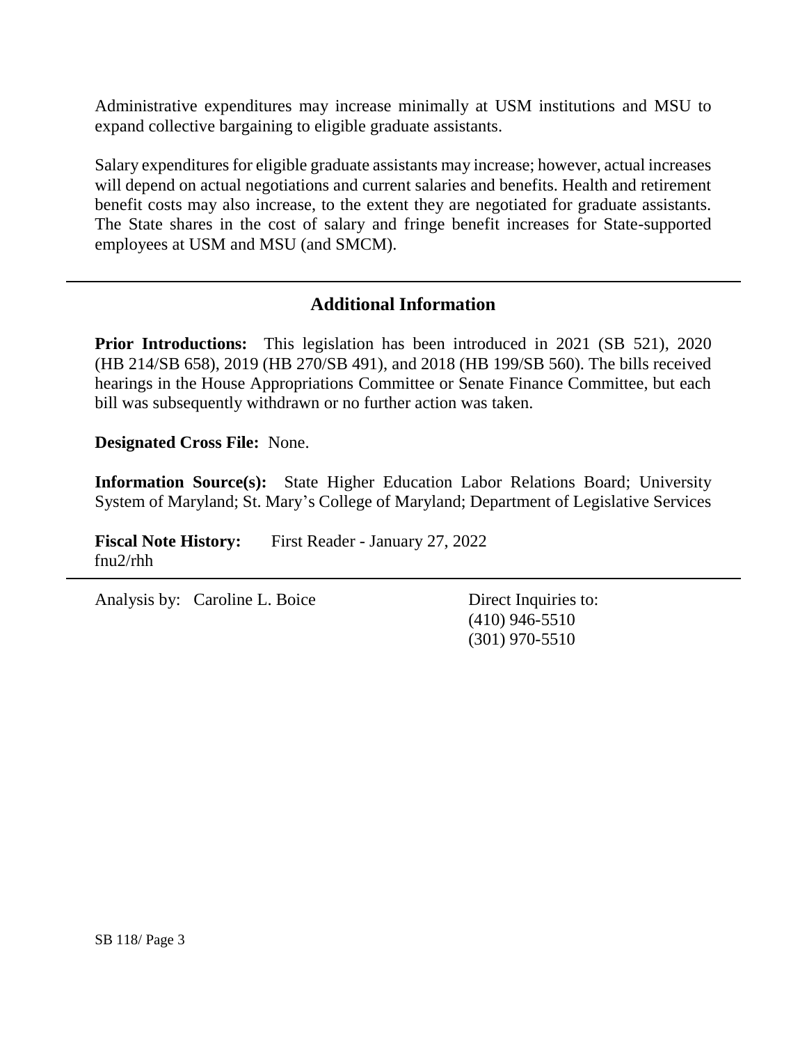Administrative expenditures may increase minimally at USM institutions and MSU to expand collective bargaining to eligible graduate assistants.

Salary expenditures for eligible graduate assistants may increase; however, actual increases will depend on actual negotiations and current salaries and benefits. Health and retirement benefit costs may also increase, to the extent they are negotiated for graduate assistants. The State shares in the cost of salary and fringe benefit increases for State-supported employees at USM and MSU (and SMCM).

## Additional Information

**Prior Introductions:** This legislation has been introduced in 2021 (SB 521), 2020 (HB 214/SB 658), 2019 (HB 270/SB 491), and 2018 (HB 199/SB 560). The bills received hearings in the House Appropriations Committee or Senate Finance Committee, but each bill was subsequently withdrawn or no further action was taken.

**Designated Cross File:** None.

**Information Source(s):** State Higher Education Labor Relations Board; University System of Maryland; St. Mary's College of Maryland; Department of Legislative Services

**Fiscal Note History:** First Reader - January 27, 2022
fnu2/rhh

Analysis by: Caroline L. Boice

Direct Inquiries to:
(410) 946-5510
(301) 970-5510